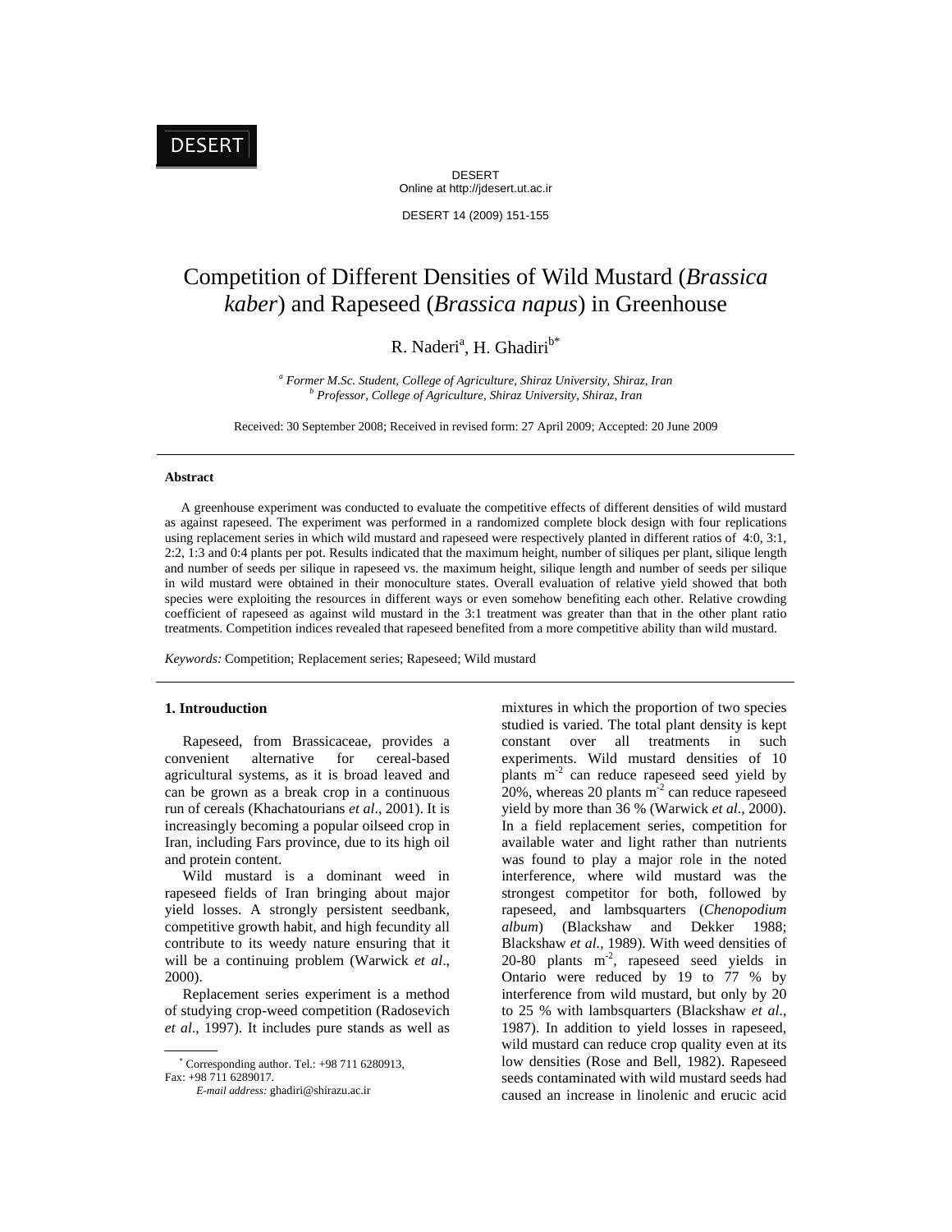# Competition of Different Densities of Wild Mustard (*Brassica kaber*) and Rapeseed (*Brassica napus*) in Greenhouse

R. Naderi[a], H. Ghadiri[b*]

[a] *Former M.Sc. Student, College of Agriculture, Shiraz University, Shiraz, Iran*
[b] *Professor, College of Agriculture, Shiraz University, Shiraz, Iran*

Received: 30 September 2008; Received in revised form: 27 April 2009; Accepted: 20 June 2009

## Abstract

A greenhouse experiment was conducted to evaluate the competitive effects of different densities of wild mustard as against rapeseed. The experiment was performed in a randomized complete block design with four replications using replacement series in which wild mustard and rapeseed were respectively planted in different ratios of 4:0, 3:1, 2:2, 1:3 and 0:4 plants per pot. Results indicated that the maximum height, number of siliques per plant, silique length and number of seeds per silique in rapeseed vs. the maximum height, silique length and number of seeds per silique in wild mustard were obtained in their monoculture states. Overall evaluation of relative yield showed that both species were exploiting the resources in different ways or even somehow benefiting each other. Relative crowding coefficient of rapeseed as against wild mustard in the 3:1 treatment was greater than that in the other plant ratio treatments. Competition indices revealed that rapeseed benefited from a more competitive ability than wild mustard.

*Keywords:* Competition; Replacement series; Rapeseed; Wild mustard

## 1. Introuduction

Rapeseed, from Brassicaceae, provides a convenient alternative for cereal-based agricultural systems, as it is broad leaved and can be grown as a break crop in a continuous run of cereals (Khachatourians *et al*., 2001). It is increasingly becoming a popular oilseed crop in Iran, including Fars province, due to its high oil and protein content.

Wild mustard is a dominant weed in rapeseed fields of Iran bringing about major yield losses. A strongly persistent seedbank, competitive growth habit, and high fecundity all contribute to its weedy nature ensuring that it will be a continuing problem (Warwick *et al*., 2000).

Replacement series experiment is a method of studying crop-weed competition (Radosevich *et al*., 1997). It includes pure stands as well as mixtures in which the proportion of two species studied is varied. The total plant density is kept constant over all treatments in such experiments. Wild mustard densities of 10 plants $m^{-2}$ can reduce rapeseed seed yield by 20%, whereas 20 plants $m^{-2}$ can reduce rapeseed yield by more than 36 % (Warwick *et al.*, 2000). In a field replacement series, competition for available water and light rather than nutrients was found to play a major role in the noted interference, where wild mustard was the strongest competitor for both, followed by rapeseed, and lambsquarters (*Chenopodium album*) (Blackshaw and Dekker 1988; Blackshaw *et al.*, 1989). With weed densities of 20-80 plants $m^{-2}$, rapeseed seed yields in Ontario were reduced by 19 to 77 % by interference from wild mustard, but only by 20 to 25 % with lambsquarters (Blackshaw *et al*., 1987). In addition to yield losses in rapeseed, wild mustard can reduce crop quality even at its low densities (Rose and Bell, 1982). Rapeseed seeds contaminated with wild mustard seeds had caused an increase in linolenic and erucic acid

[*] Corresponding author. Tel.: +98 711 6280913, Fax: +98 711 6289017.
*E-mail address:* ghadiri@shirazu.ac.ir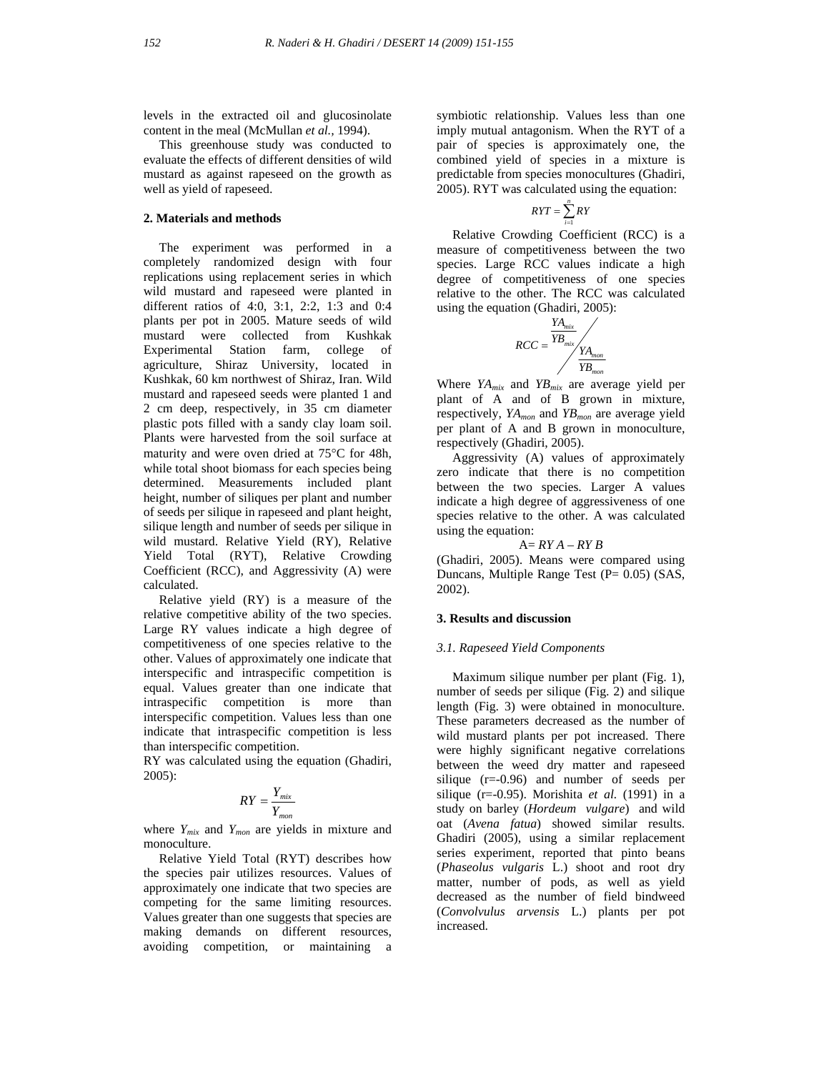levels in the extracted oil and glucosinolate content in the meal (McMullan *et al.*, 1994).

This greenhouse study was conducted to evaluate the effects of different densities of wild mustard as against rapeseed on the growth as well as yield of rapeseed.

## 2. Materials and methods

The experiment was performed in a completely randomized design with four replications using replacement series in which wild mustard and rapeseed were planted in different ratios of 4:0, 3:1, 2:2, 1:3 and 0:4 plants per pot in 2005. Mature seeds of wild mustard were collected from Kushkak Experimental Station farm, college of agriculture, Shiraz University, located in Kushkak, 60 km northwest of Shiraz, Iran. Wild mustard and rapeseed seeds were planted 1 and 2 cm deep, respectively, in 35 cm diameter plastic pots filled with a sandy clay loam soil. Plants were harvested from the soil surface at maturity and were oven dried at 75°C for 48h, while total shoot biomass for each species being determined. Measurements included plant height, number of siliques per plant and number of seeds per silique in rapeseed and plant height, silique length and number of seeds per silique in wild mustard. Relative Yield (RY), Relative Yield Total (RYT), Relative Crowding Coefficient (RCC), and Aggressivity (A) were calculated.

Relative yield (RY) is a measure of the relative competitive ability of the two species. Large RY values indicate a high degree of competitiveness of one species relative to the other. Values of approximately one indicate that interspecific and intraspecific competition is equal. Values greater than one indicate that intraspecific competition is more than interspecific competition. Values less than one indicate that intraspecific competition is less than interspecific competition.

RY was calculated using the equation (Ghadiri, 2005):

$$RY = \frac{Y_{mix}}{Y_{mon}}$$

where $Y_{mix}$ and $Y_{mon}$ are yields in mixture and monoculture.

Relative Yield Total (RYT) describes how the species pair utilizes resources. Values of approximately one indicate that two species are competing for the same limiting resources. Values greater than one suggests that species are making demands on different resources, avoiding competition, or maintaining a symbiotic relationship. Values less than one imply mutual antagonism. When the RYT of a pair of species is approximately one, the combined yield of species in a mixture is predictable from species monocultures (Ghadiri, 2005). RYT was calculated using the equation:

$$RYT = \sum_{i=1}^{n} RY$$

Relative Crowding Coefficient (RCC) is a measure of competitiveness between the two species. Large RCC values indicate a high degree of competitiveness of one species relative to the other. The RCC was calculated using the equation (Ghadiri, 2005):

$$RCC = \frac{YA_{mix}/YB_{mix}}{YA_{mon}/YB_{mon}}$$

Where $YA_{mix}$ and $YB_{mix}$ are average yield per plant of A and of B grown in mixture, respectively, $YA_{mon}$ and $YB_{mon}$ are average yield per plant of A and B grown in monoculture, respectively (Ghadiri, 2005).

Aggressivity (A) values of approximately zero indicate that there is no competition between the two species. Larger A values indicate a high degree of aggressiveness of one species relative to the other. A was calculated using the equation:

$$A = RY\,A - RY\,B$$

(Ghadiri, 2005). Means were compared using Duncans, Multiple Range Test (P= 0.05) (SAS, 2002).

## 3. Results and discussion

### *3.1. Rapeseed Yield Components*

Maximum silique number per plant (Fig. 1), number of seeds per silique (Fig. 2) and silique length (Fig. 3) were obtained in monoculture. These parameters decreased as the number of wild mustard plants per pot increased. There were highly significant negative correlations between the weed dry matter and rapeseed silique (r=-0.96) and number of seeds per silique (r=-0.95). Morishita *et al.* (1991) in a study on barley (*Hordeum vulgare*) and wild oat (*Avena fatua*) showed similar results. Ghadiri (2005), using a similar replacement series experiment, reported that pinto beans (*Phaseolus vulgaris* L.) shoot and root dry matter, number of pods, as well as yield decreased as the number of field bindweed (*Convolvulus arvensis* L.) plants per pot increased.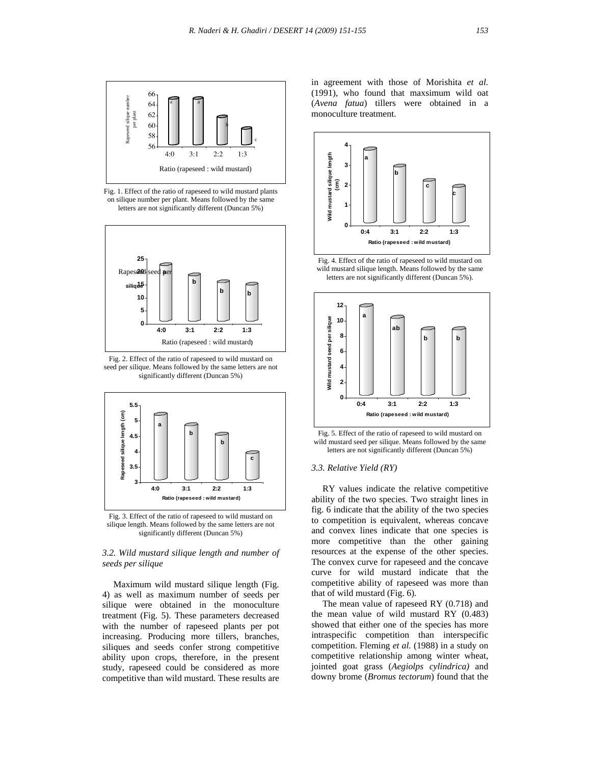Fig. 1. Effect of the ratio of rapeseed to wild mustard plants on silique number per plant. Means followed by the same letters are not significantly different (Duncan 5%)

Fig. 2. Effect of the ratio of rapeseed to wild mustard on seed per silique. Means followed by the same letters are not significantly different (Duncan 5%)

Fig. 3. Effect of the ratio of rapeseed to wild mustard on silique length. Means followed by the same letters are not significantly different (Duncan 5%)

### 3.2. Wild mustard silique length and number of seeds per silique

Maximum wild mustard silique length (Fig. 4) as well as maximum number of seeds per silique were obtained in the monoculture treatment (Fig. 5). These parameters decreased with the number of rapeseed plants per pot increasing. Producing more tillers, branches, siliques and seeds confer strong competitive ability upon crops, therefore, in the present study, rapeseed could be considered as more competitive than wild mustard. These results are in agreement with those of Morishita *et al.* (1991), who found that maxsimum wild oat (*Avena fatua*) tillers were obtained in a monoculture treatment.

Fig. 4. Effect of the ratio of rapeseed to wild mustard on wild mustard silique length. Means followed by the same letters are not significantly different (Duncan 5%).

Fig. 5. Effect of the ratio of rapeseed to wild mustard on wild mustard seed per silique. Means followed by the same letters are not significantly different (Duncan 5%)

### 3.3. Relative Yield (RY)

RY values indicate the relative competitive ability of the two species. Two straight lines in fig. 6 indicate that the ability of the two species to competition is equivalent, whereas concave and convex lines indicate that one species is more competitive than the other gaining resources at the expense of the other species. The convex curve for rapeseed and the concave curve for wild mustard indicate that the competitive ability of rapeseed was more than that of wild mustard (Fig. 6).

The mean value of rapeseed RY (0.718) and the mean value of wild mustard RY (0.483) showed that either one of the species has more intraspecific competition than interspecific competition. Fleming *et al.* (1988) in a study on competitive relationship among winter wheat, jointed goat grass (*Aegiolps cylindrica)* and downy brome (*Bromus tectorum*) found that the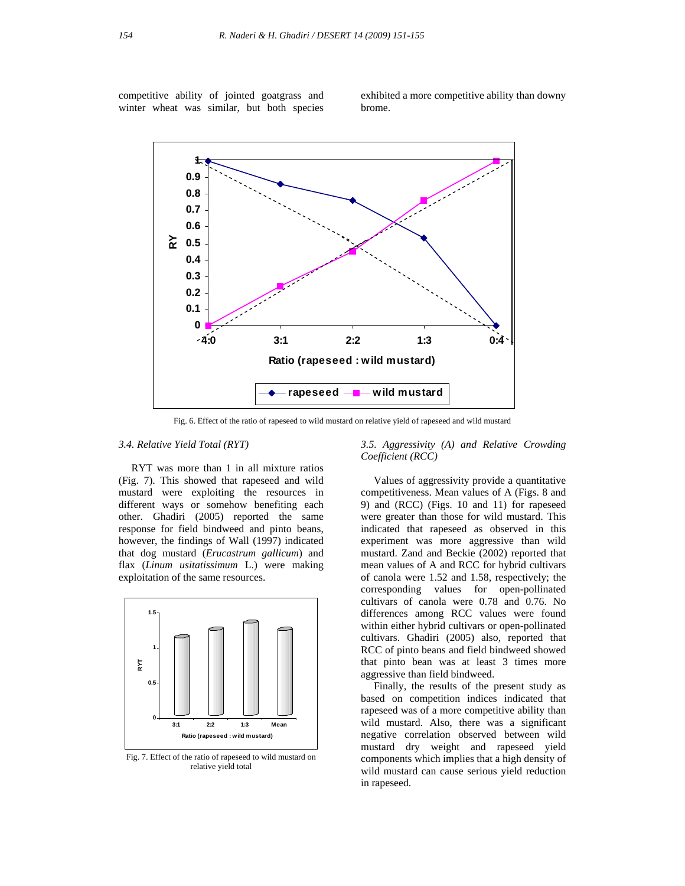competitive ability of jointed goatgrass and winter wheat was similar, but both species exhibited a more competitive ability than downy brome.

Fig. 6. Effect of the ratio of rapeseed to wild mustard on relative yield of rapeseed and wild mustard

### *3.4. Relative Yield Total (RYT)*

RYT was more than 1 in all mixture ratios (Fig. 7). This showed that rapeseed and wild mustard were exploiting the resources in different ways or somehow benefiting each other. Ghadiri (2005) reported the same response for field bindweed and pinto beans, however, the findings of Wall (1997) indicated that dog mustard (*Erucastrum gallicum*) and flax (*Linum usitatissimum* L.) were making exploitation of the same resources.

Fig. 7. Effect of the ratio of rapeseed to wild mustard on relative yield total

### *3.5. Aggressivity (A) and Relative Crowding Coefficient (RCC)*

Values of aggressivity provide a quantitative competitiveness. Mean values of A (Figs. 8 and 9) and (RCC) (Figs. 10 and 11) for rapeseed were greater than those for wild mustard. This indicated that rapeseed as observed in this experiment was more aggressive than wild mustard. Zand and Beckie (2002) reported that mean values of A and RCC for hybrid cultivars of canola were 1.52 and 1.58, respectively; the corresponding values for open-pollinated cultivars of canola were 0.78 and 0.76. No differences among RCC values were found within either hybrid cultivars or open-pollinated cultivars. Ghadiri (2005) also, reported that RCC of pinto beans and field bindweed showed that pinto bean was at least 3 times more aggressive than field bindweed.

Finally, the results of the present study as based on competition indices indicated that rapeseed was of a more competitive ability than wild mustard. Also, there was a significant negative correlation observed between wild mustard dry weight and rapeseed yield components which implies that a high density of wild mustard can cause serious yield reduction in rapeseed.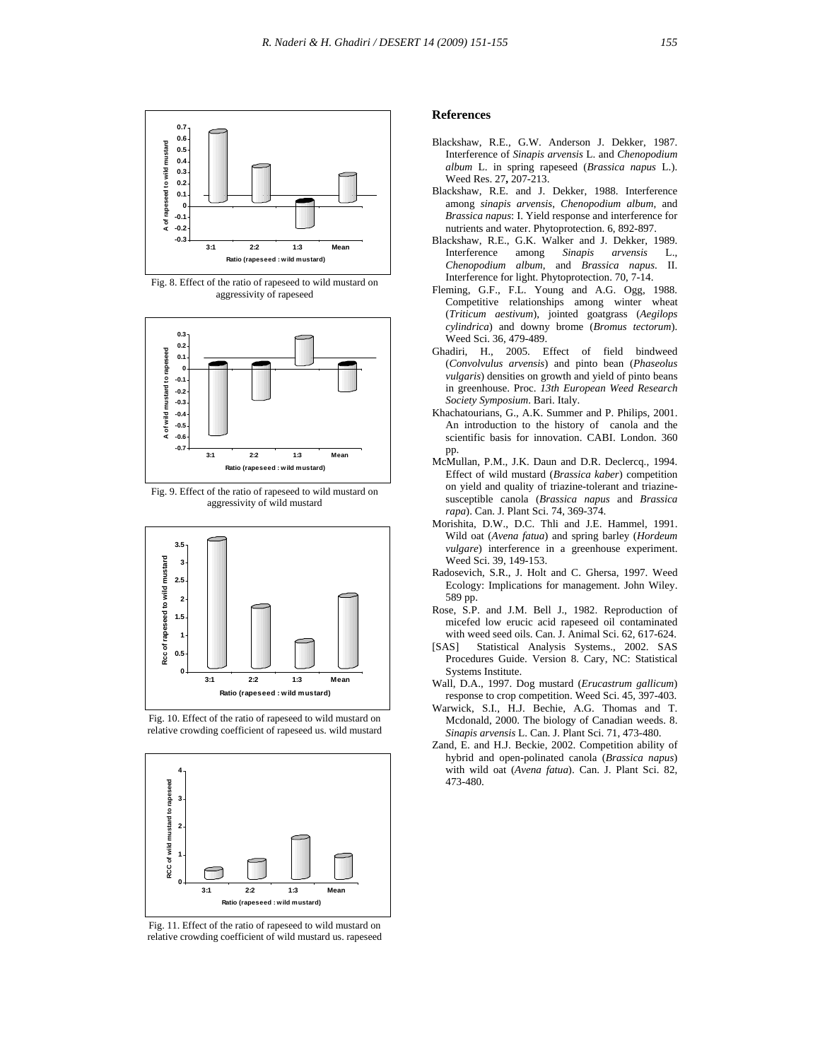0.7
0.6
0.5
0.4
0.3
0.2
0.1
0
-0.1
-0.2
-0.3

A of rapeseed to wild mustard

3:1 2:2 1:3 Mean

Ratio (rapeseed : wild mustard)

Fig. 8. Effect of the ratio of rapeseed to wild mustard on aggressivity of rapeseed

0.3
0.2
0.1
0
-0.1
-0.2
-0.3
-0.4
-0.5
-0.6
-0.7

A of wild mustard to rapeseed

3:1 2:2 1:3 Mean

Ratio (rapeseed : wild mustard)

Fig. 9. Effect of the ratio of rapeseed to wild mustard on aggressivity of wild mustard

3.5
3
2.5
2
1.5
1
0.5
0

Rcc of rapeseed to wild mustard

3:1 2:2 1:3 Mean

Ratio (rapeseed : wild mustard)

Fig. 10. Effect of the ratio of rapeseed to wild mustard on relative crowding coefficient of rapeseed us. wild mustard

4
3
2
1
0

RCC of wild mustard to rapeseed

3:1 2:2 1:3 Mean

Ratio (rapeseed : wild mustard)

Fig. 11. Effect of the ratio of rapeseed to wild mustard on relative crowding coefficient of wild mustard us. rapeseed

## References

Blackshaw, R.E., G.W. Anderson J. Dekker, 1987. Interference of *Sinapis arvensis* L. and *Chenopodium album* L. in spring rapeseed (*Brassica napus* L.). Weed Res. 27**,** 207-213.

Blackshaw, R.E. and J. Dekker, 1988. Interference among *sinapis arvensis*, *Chenopodium album*, and *Brassica napus*: I. Yield response and interference for nutrients and water. Phytoprotection. 6, 892-897.

Blackshaw, R.E., G.K. Walker and J. Dekker, 1989. Interference among *Sinapis arvensis* L., *Chenopodium album*, and *Brassica napus*. II. Interference for light. Phytoprotection. 70, 7-14.

Fleming, G.F., F.L. Young and A.G. Ogg, 1988. Competitive relationships among winter wheat (*Triticum aestivum*), jointed goatgrass (*Aegilops cylindrica*) and downy brome (*Bromus tectorum*). Weed Sci. 36, 479-489.

Ghadiri, H., 2005. Effect of field bindweed (*Convolvulus arvensis*) and pinto bean (*Phaseolus vulgaris*) densities on growth and yield of pinto beans in greenhouse. Proc. *13th European Weed Research Society Symposium*. Bari. Italy.

Khachatourians, G., A.K. Summer and P. Philips, 2001. An introduction to the history of canola and the scientific basis for innovation. CABI. London. 360 pp.

McMullan, P.M., J.K. Daun and D.R. Declercq., 1994. Effect of wild mustard (*Brassica kaber*) competition on yield and quality of triazine-tolerant and triazine-susceptible canola (*Brassica napus* and *Brassica rapa*). Can. J. Plant Sci. 74, 369-374.

Morishita, D.W., D.C. Thli and J.E. Hammel, 1991. Wild oat (*Avena fatua*) and spring barley (*Hordeum vulgare*) interference in a greenhouse experiment. Weed Sci. 39, 149-153.

Radosevich, S.R., J. Holt and C. Ghersa, 1997. Weed Ecology: Implications for management. John Wiley. 589 pp.

Rose, S.P. and J.M. Bell J., 1982. Reproduction of micefed low erucic acid rapeseed oil contaminated with weed seed oils. Can. J. Animal Sci. 62, 617-624.

[SAS] Statistical Analysis Systems., 2002. SAS Procedures Guide. Version 8. Cary, NC: Statistical Systems Institute.

Wall, D.A., 1997. Dog mustard (*Erucastrum gallicum*) response to crop competition. Weed Sci. 45, 397-403.

Warwick, S.I., H.J. Bechie, A.G. Thomas and T. Mcdonald, 2000. The biology of Canadian weeds. 8. *Sinapis arvensis* L. Can. J. Plant Sci. 71, 473-480.

Zand, E. and H.J. Beckie, 2002. Competition ability of hybrid and open-polinated canola (*Brassica napus*) with wild oat (*Avena fatua*). Can. J. Plant Sci. 82, 473-480.